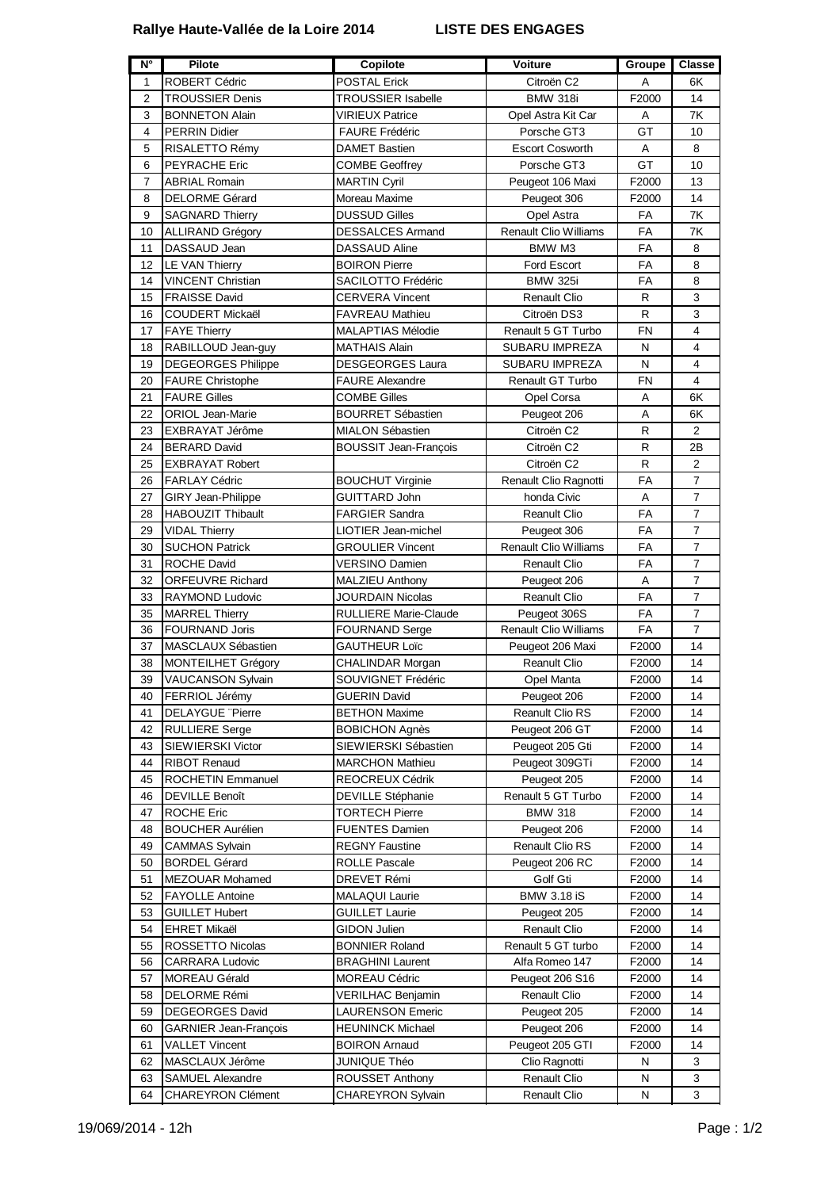**Rallye Haute-Vallée de la Loire 2014 LISTE DES ENGAGES**

| N° | Pilote | Copilote | Voiture | Groupe | Classe |
|---|---|---|---|---|---|
| 1 | ROBERT Cédric | POSTAL Erick | Citroën C2 | A | 6K |
| 2 | TROUSSIER Denis | TROUSSIER Isabelle | BMW 318i | F2000 | 14 |
| 3 | BONNETON Alain | VIRIEUX Patrice | Opel Astra Kit Car | A | 7K |
| 4 | PERRIN Didier | FAURE Frédéric | Porsche GT3 | GT | 10 |
| 5 | RISALETTO Rémy | DAMET Bastien | Escort Cosworth | A | 8 |
| 6 | PEYRACHE Eric | COMBE Geoffrey | Porsche GT3 | GT | 10 |
| 7 | ABRIAL Romain | MARTIN Cyril | Peugeot 106 Maxi | F2000 | 13 |
| 8 | DELORME Gérard | Moreau Maxime | Peugeot 306 | F2000 | 14 |
| 9 | SAGNARD Thierry | DUSSUD Gilles | Opel Astra | FA | 7K |
| 10 | ALLIRAND Grégory | DESSALCES Armand | Renault Clio Williams | FA | 7K |
| 11 | DASSAUD Jean | DASSAUD Aline | BMW M3 | FA | 8 |
| 12 | LE VAN Thierry | BOIRON Pierre | Ford Escort | FA | 8 |
| 14 | VINCENT Christian | SACILOTTO Frédéric | BMW 325i | FA | 8 |
| 15 | FRAISSE David | CERVERA Vincent | Renault Clio | R | 3 |
| 16 | COUDERT Mickaël | FAVREAU Mathieu | Citroën DS3 | R | 3 |
| 17 | FAYE Thierry | MALAPTIAS Mélodie | Renault 5 GT Turbo | FN | 4 |
| 18 | RABILLOUD Jean-guy | MATHAIS Alain | SUBARU IMPREZA | N | 4 |
| 19 | DEGEORGES Philippe | DESGEORGES Laura | SUBARU IMPREZA | N | 4 |
| 20 | FAURE Christophe | FAURE Alexandre | Renault GT Turbo | FN | 4 |
| 21 | FAURE Gilles | COMBE Gilles | Opel Corsa | A | 6K |
| 22 | ORIOL Jean-Marie | BOURRET Sébastien | Peugeot 206 | A | 6K |
| 23 | EXBRAYAT Jérôme | MIALON Sébastien | Citroën C2 | R | 2 |
| 24 | BERARD David | BOUSSIT Jean-François | Citroën C2 | R | 2B |
| 25 | EXBRAYAT Robert | | Citroën C2 | R | 2 |
| 26 | FARLAY Cédric | BOUCHUT Virginie | Renault Clio Ragnotti | FA | 7 |
| 27 | GIRY Jean-Philippe | GUITTARD John | honda Civic | A | 7 |
| 28 | HABOUZIT Thibault | FARGIER Sandra | Reanult Clio | FA | 7 |
| 29 | VIDAL Thierry | LIOTIER Jean-michel | Peugeot 306 | FA | 7 |
| 30 | SUCHON Patrick | GROULIER Vincent | Renault Clio Williams | FA | 7 |
| 31 | ROCHE David | VERSINO Damien | Renault Clio | FA | 7 |
| 32 | ORFEUVRE Richard | MALZIEU Anthony | Peugeot 206 | A | 7 |
| 33 | RAYMOND Ludovic | JOURDAIN Nicolas | Reanult Clio | FA | 7 |
| 35 | MARREL Thierry | RULLIERE Marie-Claude | Peugeot 306S | FA | 7 |
| 36 | FOURNAND Joris | FOURNAND Serge | Renault Clio Williams | FA | 7 |
| 37 | MASCLAUX Sébastien | GAUTHEUR Loïc | Peugeot 206 Maxi | F2000 | 14 |
| 38 | MONTEILHET Grégory | CHALINDAR Morgan | Reanult Clio | F2000 | 14 |
| 39 | VAUCANSON Sylvain | SOUVIGNET Frédéric | Opel Manta | F2000 | 14 |
| 40 | FERRIOL Jérémy | GUERIN David | Peugeot 206 | F2000 | 14 |
| 41 | DELAYGUE ¨Pierre | BETHON Maxime | Reanult Clio RS | F2000 | 14 |
| 42 | RULLIERE Serge | BOBICHON Agnès | Peugeot 206 GT | F2000 | 14 |
| 43 | SIEWIERSKI Victor | SIEWIERSKI Sébastien | Peugeot 205 Gti | F2000 | 14 |
| 44 | RIBOT Renaud | MARCHON Mathieu | Peugeot 309GTi | F2000 | 14 |
| 45 | ROCHETIN Emmanuel | REOCREUX Cédrik | Peugeot 205 | F2000 | 14 |
| 46 | DEVILLE Benoît | DEVILLE Stéphanie | Renault 5 GT Turbo | F2000 | 14 |
| 47 | ROCHE Eric | TORTECH Pierre | BMW 318 | F2000 | 14 |
| 48 | BOUCHER Aurélien | FUENTES Damien | Peugeot 206 | F2000 | 14 |
| 49 | CAMMAS Sylvain | REGNY Faustine | Renault Clio RS | F2000 | 14 |
| 50 | BORDEL Gérard | ROLLE Pascale | Peugeot 206 RC | F2000 | 14 |
| 51 | MEZOUAR Mohamed | DREVET Rémi | Golf Gti | F2000 | 14 |
| 52 | FAYOLLE Antoine | MALAQUI Laurie | BMW 3.18 iS | F2000 | 14 |
| 53 | GUILLET Hubert | GUILLET Laurie | Peugeot 205 | F2000 | 14 |
| 54 | EHRET Mikaël | GIDON Julien | Renault Clio | F2000 | 14 |
| 55 | ROSSETTO Nicolas | BONNIER Roland | Renault 5 GT turbo | F2000 | 14 |
| 56 | CARRARA Ludovic | BRAGHINI Laurent | Alfa Romeo 147 | F2000 | 14 |
| 57 | MOREAU Gérald | MOREAU Cédric | Peugeot 206 S16 | F2000 | 14 |
| 58 | DELORME Rémi | VERILHAC Benjamin | Renault Clio | F2000 | 14 |
| 59 | DEGEORGES David | LAURENSON Emeric | Peugeot 205 | F2000 | 14 |
| 60 | GARNIER Jean-François | HEUNINCK Michael | Peugeot 206 | F2000 | 14 |
| 61 | VALLET Vincent | BOIRON Arnaud | Peugeot 205 GTI | F2000 | 14 |
| 62 | MASCLAUX Jérôme | JUNIQUE Théo | Clio Ragnotti | N | 3 |
| 63 | SAMUEL Alexandre | ROUSSET Anthony | Renault Clio | N | 3 |
| 64 | CHAREYRON Clément | CHAREYRON Sylvain | Renault Clio | N | 3 |

19/069/2014 - 12h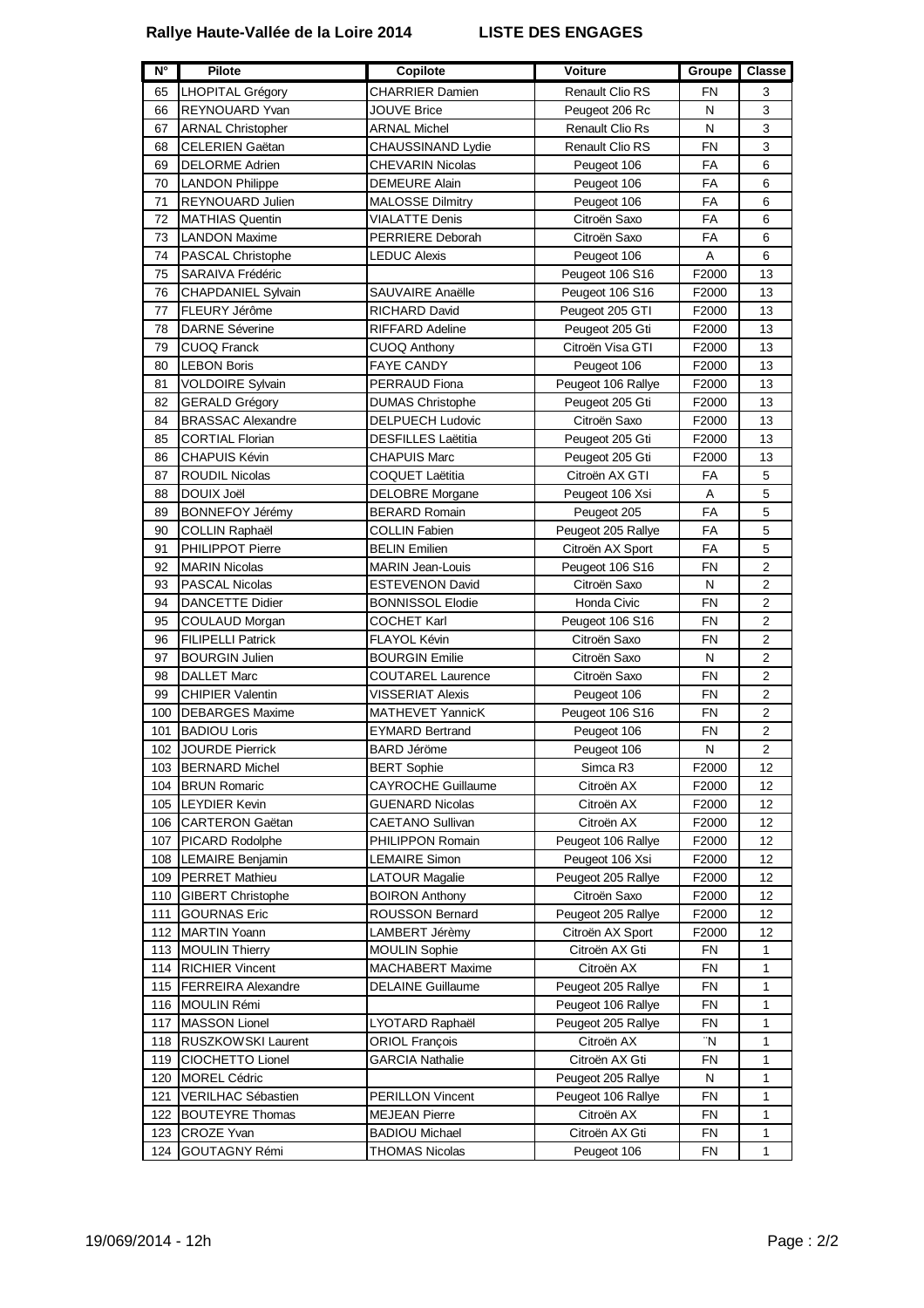**Rallye Haute-Vallée de la Loire 2014 LISTE DES ENGAGES**

| N° | Pilote | Copilote | Voiture | Groupe | Classe |
|---|---|---|---|---|---|
| 65 | LHOPITAL Grégory | CHARRIER Damien | Renault Clio RS | FN | 3 |
| 66 | REYNOUARD Yvan | JOUVE Brice | Peugeot 206 Rc | N | 3 |
| 67 | ARNAL Christopher | ARNAL Michel | Renault Clio Rs | N | 3 |
| 68 | CELERIEN Gaëtan | CHAUSSINAND Lydie | Renault Clio RS | FN | 3 |
| 69 | DELORME Adrien | CHEVARIN Nicolas | Peugeot 106 | FA | 6 |
| 70 | LANDON Philippe | DEMEURE Alain | Peugeot 106 | FA | 6 |
| 71 | REYNOUARD Julien | MALOSSE Dilmitry | Peugeot 106 | FA | 6 |
| 72 | MATHIAS Quentin | VIALATTE Denis | Citroën Saxo | FA | 6 |
| 73 | LANDON Maxime | PERRIERE Deborah | Citroën Saxo | FA | 6 |
| 74 | PASCAL Christophe | LEDUC Alexis | Peugeot 106 | A | 6 |
| 75 | SARAIVA Frédéric | | Peugeot 106 S16 | F2000 | 13 |
| 76 | CHAPDANIEL Sylvain | SAUVAIRE Anaëlle | Peugeot 106 S16 | F2000 | 13 |
| 77 | FLEURY Jérôme | RICHARD David | Peugeot 205 GTI | F2000 | 13 |
| 78 | DARNE Séverine | RIFFARD Adeline | Peugeot 205 Gti | F2000 | 13 |
| 79 | CUOQ Franck | CUOQ Anthony | Citroën Visa GTI | F2000 | 13 |
| 80 | LEBON Boris | FAYE CANDY | Peugeot 106 | F2000 | 13 |
| 81 | VOLDOIRE Sylvain | PERRAUD Fiona | Peugeot 106 Rallye | F2000 | 13 |
| 82 | GERALD Grégory | DUMAS Christophe | Peugeot 205 Gti | F2000 | 13 |
| 84 | BRASSAC Alexandre | DELPUECH Ludovic | Citroën Saxo | F2000 | 13 |
| 85 | CORTIAL Florian | DESFILLES Laëtitia | Peugeot 205 Gti | F2000 | 13 |
| 86 | CHAPUIS Kévin | CHAPUIS Marc | Peugeot 205 Gti | F2000 | 13 |
| 87 | ROUDIL Nicolas | COQUET Laëtitia | Citroën AX GTI | FA | 5 |
| 88 | DOUIX Joël | DELOBRE Morgane | Peugeot 106 Xsi | A | 5 |
| 89 | BONNEFOY Jérémy | BERARD Romain | Peugeot 205 | FA | 5 |
| 90 | COLLIN Raphaël | COLLIN Fabien | Peugeot 205 Rallye | FA | 5 |
| 91 | PHILIPPOT Pierre | BELIN Emilien | Citroën AX Sport | FA | 5 |
| 92 | MARIN Nicolas | MARIN Jean-Louis | Peugeot 106 S16 | FN | 2 |
| 93 | PASCAL Nicolas | ESTEVENON David | Citroën Saxo | N | 2 |
| 94 | DANCETTE Didier | BONNISSOL Elodie | Honda Civic | FN | 2 |
| 95 | COULAUD Morgan | COCHET Karl | Peugeot 106 S16 | FN | 2 |
| 96 | FILIPELLI Patrick | FLAYOL Kévin | Citroën Saxo | FN | 2 |
| 97 | BOURGIN Julien | BOURGIN Emilie | Citroën Saxo | N | 2 |
| 98 | DALLET Marc | COUTAREL Laurence | Citroën Saxo | FN | 2 |
| 99 | CHIPIER Valentin | VISSERIAT Alexis | Peugeot 106 | FN | 2 |
| 100 | DEBARGES Maxime | MATHEVET YannicK | Peugeot 106 S16 | FN | 2 |
| 101 | BADIOU Loris | EYMARD Bertrand | Peugeot 106 | FN | 2 |
| 102 | JOURDE Pierrick | BARD Jérôme | Peugeot 106 | N | 2 |
| 103 | BERNARD Michel | BERT Sophie | Simca R3 | F2000 | 12 |
| 104 | BRUN Romaric | CAYROCHE Guillaume | Citroën AX | F2000 | 12 |
| 105 | LEYDIER Kevin | GUENARD Nicolas | Citroën AX | F2000 | 12 |
| 106 | CARTERON Gaëtan | CAETANO Sullivan | Citroën AX | F2000 | 12 |
| 107 | PICARD Rodolphe | PHILIPPON Romain | Peugeot 106 Rallye | F2000 | 12 |
| 108 | LEMAIRE Benjamin | LEMAIRE Simon | Peugeot 106 Xsi | F2000 | 12 |
| 109 | PERRET Mathieu | LATOUR Magalie | Peugeot 205 Rallye | F2000 | 12 |
| 110 | GIBERT Christophe | BOIRON Anthony | Citroën Saxo | F2000 | 12 |
| 111 | GOURNAS Eric | ROUSSON Bernard | Peugeot 205 Rallye | F2000 | 12 |
| 112 | MARTIN Yoann | LAMBERT Jérèmy | Citroën AX Sport | F2000 | 12 |
| 113 | MOULIN Thierry | MOULIN Sophie | Citroën AX Gti | FN | 1 |
| 114 | RICHIER Vincent | MACHABERT Maxime | Citroën AX | FN | 1 |
| 115 | FERREIRA Alexandre | DELAINE Guillaume | Peugeot 205 Rallye | FN | 1 |
| 116 | MOULIN Rémi | | Peugeot 106 Rallye | FN | 1 |
| 117 | MASSON Lionel | LYOTARD Raphaël | Peugeot 205 Rallye | FN | 1 |
| 118 | RUSZKOWSKI Laurent | ORIOL François | Citroën AX | ¨N | 1 |
| 119 | CIOCHETTO Lionel | GARCIA Nathalie | Citroën AX Gti | FN | 1 |
| 120 | MOREL Cédric | | Peugeot 205 Rallye | N | 1 |
| 121 | VERILHAC Sébastien | PERILLON Vincent | Peugeot 106 Rallye | FN | 1 |
| 122 | BOUTEYRE Thomas | MEJEAN Pierre | Citroën AX | FN | 1 |
| 123 | CROZE Yvan | BADIOU Michael | Citroën AX Gti | FN | 1 |
| 124 | GOUTAGNY Rémi | THOMAS Nicolas | Peugeot 106 | FN | 1 |

19/069/2014 - 12h